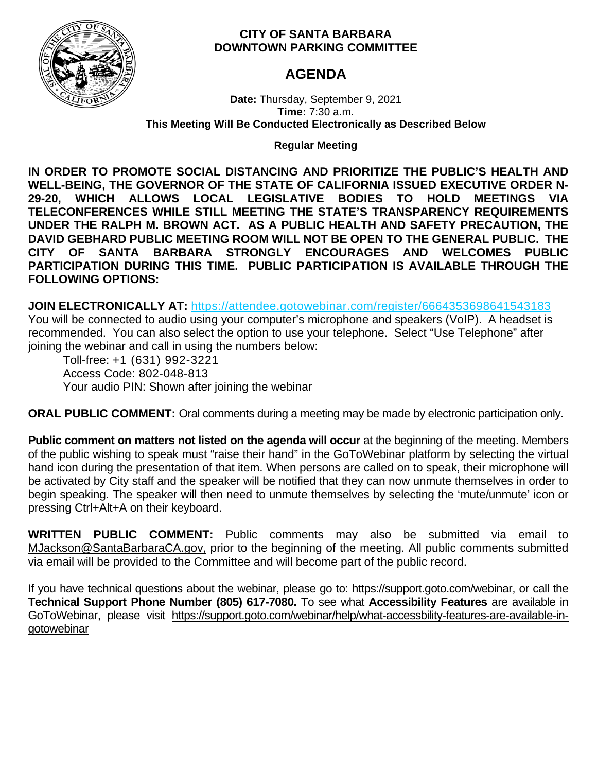**CITY OF SANTA BARBARA**
**DOWNTOWN PARKING COMMITTEE**

# AGENDA

**Date:** Thursday, September 9, 2021
**Time:** 7:30 a.m.
**This Meeting Will Be Conducted Electronically as Described Below**

**Regular Meeting**

**IN ORDER TO PROMOTE SOCIAL DISTANCING AND PRIORITIZE THE PUBLIC'S HEALTH AND WELL-BEING, THE GOVERNOR OF THE STATE OF CALIFORNIA ISSUED EXECUTIVE ORDER N-29-20, WHICH ALLOWS LOCAL LEGISLATIVE BODIES TO HOLD MEETINGS VIA TELECONFERENCES WHILE STILL MEETING THE STATE'S TRANSPARENCY REQUIREMENTS UNDER THE RALPH M. BROWN ACT. AS A PUBLIC HEALTH AND SAFETY PRECAUTION, THE DAVID GEBHARD PUBLIC MEETING ROOM WILL NOT BE OPEN TO THE GENERAL PUBLIC. THE CITY OF SANTA BARBARA STRONGLY ENCOURAGES AND WELCOMES PUBLIC PARTICIPATION DURING THIS TIME. PUBLIC PARTICIPATION IS AVAILABLE THROUGH THE FOLLOWING OPTIONS:**

**JOIN ELECTRONICALLY AT:** https://attendee.gotowebinar.com/register/6664353698641543183
You will be connected to audio using your computer's microphone and speakers (VoIP). A headset is recommended. You can also select the option to use your telephone. Select "Use Telephone" after joining the webinar and call in using the numbers below:

Toll-free: +1 (631) 992-3221
Access Code: 802-048-813
Your audio PIN: Shown after joining the webinar

**ORAL PUBLIC COMMENT:** Oral comments during a meeting may be made by electronic participation only.

**Public comment on matters not listed on the agenda will occur** at the beginning of the meeting. Members of the public wishing to speak must "raise their hand" in the GoToWebinar platform by selecting the virtual hand icon during the presentation of that item. When persons are called on to speak, their microphone will be activated by City staff and the speaker will be notified that they can now unmute themselves in order to begin speaking. The speaker will then need to unmute themselves by selecting the 'mute/unmute' icon or pressing Ctrl+Alt+A on their keyboard.

**WRITTEN PUBLIC COMMENT:** Public comments may also be submitted via email to MJackson@SantaBarbaraCA.gov, prior to the beginning of the meeting. All public comments submitted via email will be provided to the Committee and will become part of the public record.

If you have technical questions about the webinar, please go to: https://support.goto.com/webinar, or call the **Technical Support Phone Number (805) 617-7080.** To see what **Accessibility Features** are available in GoToWebinar, please visit https://support.goto.com/webinar/help/what-accessbility-features-are-available-in-gotowebinar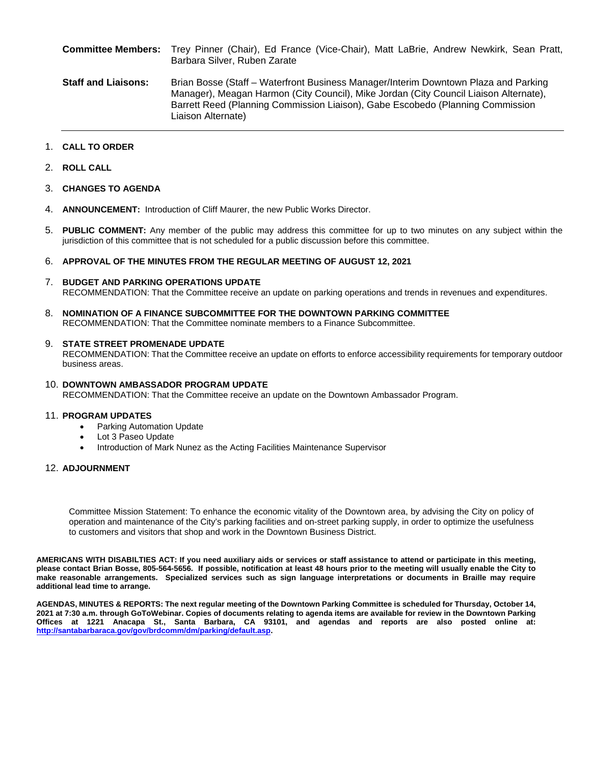**Committee Members:** Trey Pinner (Chair), Ed France (Vice-Chair), Matt LaBrie, Andrew Newkirk, Sean Pratt, Barbara Silver, Ruben Zarate

**Staff and Liaisons:** Brian Bosse (Staff – Waterfront Business Manager/Interim Downtown Plaza and Parking Manager), Meagan Harmon (City Council), Mike Jordan (City Council Liaison Alternate), Barrett Reed (Planning Commission Liaison), Gabe Escobedo (Planning Commission Liaison Alternate)

---

1. **CALL TO ORDER**

2. **ROLL CALL**

3. **CHANGES TO AGENDA**

4. **ANNOUNCEMENT:** Introduction of Cliff Maurer, the new Public Works Director.

5. **PUBLIC COMMENT:** Any member of the public may address this committee for up to two minutes on any subject within the jurisdiction of this committee that is not scheduled for a public discussion before this committee.

6. **APPROVAL OF THE MINUTES FROM THE REGULAR MEETING OF AUGUST 12, 2021**

7. **BUDGET AND PARKING OPERATIONS UPDATE**
   RECOMMENDATION: That the Committee receive an update on parking operations and trends in revenues and expenditures.

8. **NOMINATION OF A FINANCE SUBCOMMITTEE FOR THE DOWNTOWN PARKING COMMITTEE**
   RECOMMENDATION: That the Committee nominate members to a Finance Subcommittee.

9. **STATE STREET PROMENADE UPDATE**
   RECOMMENDATION: That the Committee receive an update on efforts to enforce accessibility requirements for temporary outdoor business areas.

10. **DOWNTOWN AMBASSADOR PROGRAM UPDATE**
    RECOMMENDATION: That the Committee receive an update on the Downtown Ambassador Program.

11. **PROGRAM UPDATES**
    - Parking Automation Update
    - Lot 3 Paseo Update
    - Introduction of Mark Nunez as the Acting Facilities Maintenance Supervisor

12. **ADJOURNMENT**

Committee Mission Statement: To enhance the economic vitality of the Downtown area, by advising the City on policy of operation and maintenance of the City's parking facilities and on-street parking supply, in order to optimize the usefulness to customers and visitors that shop and work in the Downtown Business District.

**AMERICANS WITH DISABILTIES ACT: If you need auxiliary aids or services or staff assistance to attend or participate in this meeting, please contact Brian Bosse, 805-564-5656. If possible, notification at least 48 hours prior to the meeting will usually enable the City to make reasonable arrangements. Specialized services such as sign language interpretations or documents in Braille may require additional lead time to arrange.**

**AGENDAS, MINUTES & REPORTS: The next regular meeting of the Downtown Parking Committee is scheduled for Thursday, October 14, 2021 at 7:30 a.m. through GoToWebinar. Copies of documents relating to agenda items are available for review in the Downtown Parking Offices at 1221 Anacapa St., Santa Barbara, CA 93101, and agendas and reports are also posted online at: http://santabarbaraca.gov/gov/brdcomm/dm/parking/default.asp.**